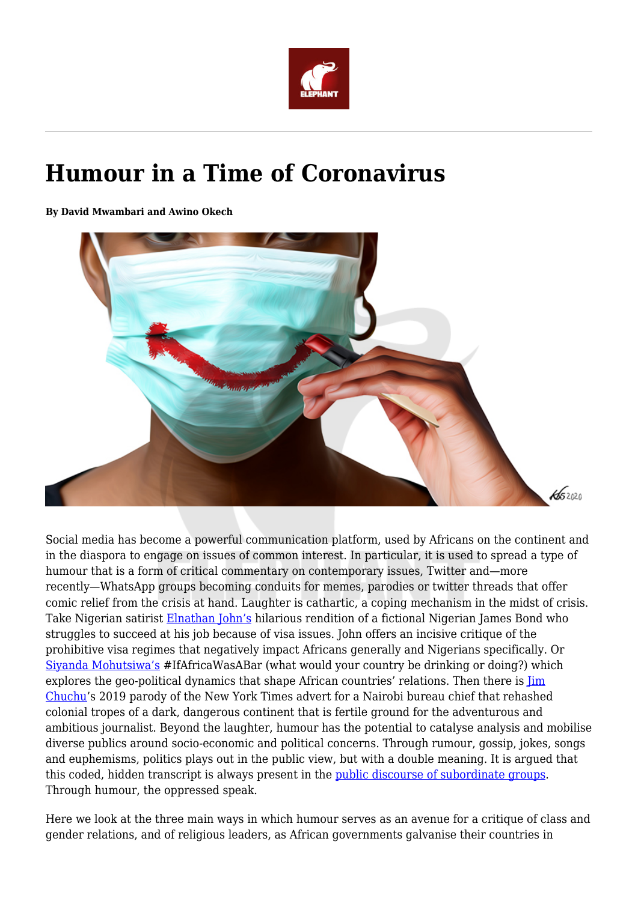# Humour in a Time of Coronavirus

**By David Mwambari and Awino Okech**

Social media has become a powerful communication platform, used by Africans on the continent and in the diaspora to engage on issues of common interest. In particular, it is used to spread a type of humour that is a form of critical commentary on contemporary issues, Twitter and—more recently—WhatsApp groups becoming conduits for memes, parodies or twitter threads that offer comic relief from the crisis at hand. Laughter is cathartic, a coping mechanism in the midst of crisis. Take Nigerian satirist Elnathan John's hilarious rendition of a fictional Nigerian James Bond who struggles to succeed at his job because of visa issues. John offers an incisive critique of the prohibitive visa regimes that negatively impact Africans generally and Nigerians specifically. Or Siyanda Mohutsiwa's #IfAfricaWasABar (what would your country be drinking or doing?) which explores the geo-political dynamics that shape African countries' relations. Then there is Jim Chuchu's 2019 parody of the New York Times advert for a Nairobi bureau chief that rehashed colonial tropes of a dark, dangerous continent that is fertile ground for the adventurous and ambitious journalist. Beyond the laughter, humour has the potential to catalyse analysis and mobilise diverse publics around socio-economic and political concerns. Through rumour, gossip, jokes, songs and euphemisms, politics plays out in the public view, but with a double meaning. It is argued that this coded, hidden transcript is always present in the public discourse of subordinate groups. Through humour, the oppressed speak.

Here we look at the three main ways in which humour serves as an avenue for a critique of class and gender relations, and of religious leaders, as African governments galvanise their countries in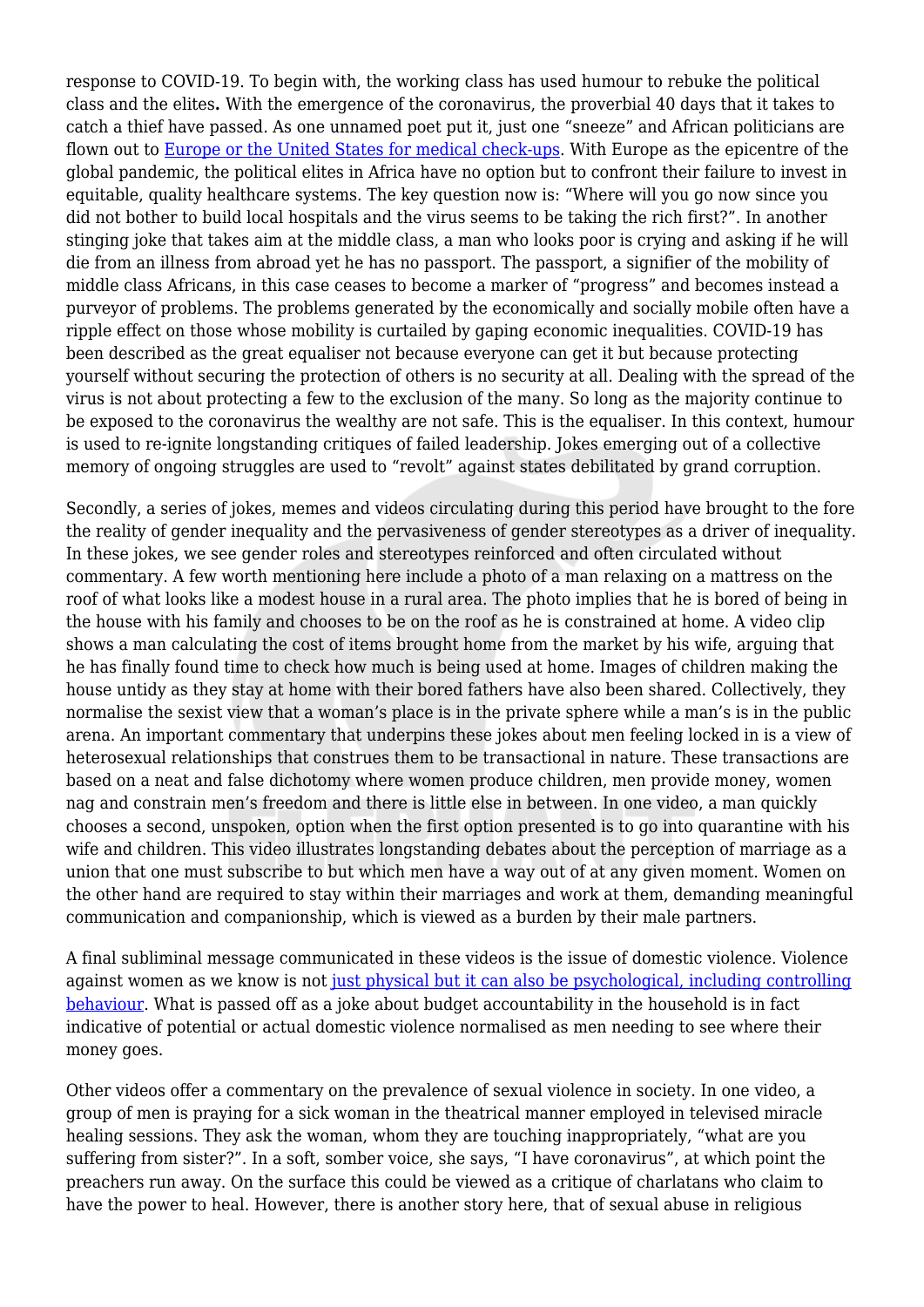response to COVID-19. To begin with, the working class has used humour to rebuke the political class and the elites**.** With the emergence of the coronavirus, the proverbial 40 days that it takes to catch a thief have passed. As one unnamed poet put it, just one "sneeze" and African politicians are flown out to [Europe or the United States for medical check-ups](). With Europe as the epicentre of the global pandemic, the political elites in Africa have no option but to confront their failure to invest in equitable, quality healthcare systems. The key question now is: "Where will you go now since you did not bother to build local hospitals and the virus seems to be taking the rich first?". In another stinging joke that takes aim at the middle class, a man who looks poor is crying and asking if he will die from an illness from abroad yet he has no passport. The passport, a signifier of the mobility of middle class Africans, in this case ceases to become a marker of "progress" and becomes instead a purveyor of problems. The problems generated by the economically and socially mobile often have a ripple effect on those whose mobility is curtailed by gaping economic inequalities. COVID-19 has been described as the great equaliser not because everyone can get it but because protecting yourself without securing the protection of others is no security at all. Dealing with the spread of the virus is not about protecting a few to the exclusion of the many. So long as the majority continue to be exposed to the coronavirus the wealthy are not safe. This is the equaliser. In this context, humour is used to re-ignite longstanding critiques of failed leadership. Jokes emerging out of a collective memory of ongoing struggles are used to "revolt" against states debilitated by grand corruption.

Secondly, a series of jokes, memes and videos circulating during this period have brought to the fore the reality of gender inequality and the pervasiveness of gender stereotypes as a driver of inequality. In these jokes, we see gender roles and stereotypes reinforced and often circulated without commentary. A few worth mentioning here include a photo of a man relaxing on a mattress on the roof of what looks like a modest house in a rural area. The photo implies that he is bored of being in the house with his family and chooses to be on the roof as he is constrained at home. A video clip shows a man calculating the cost of items brought home from the market by his wife, arguing that he has finally found time to check how much is being used at home. Images of children making the house untidy as they stay at home with their bored fathers have also been shared. Collectively, they normalise the sexist view that a woman's place is in the private sphere while a man's is in the public arena. An important commentary that underpins these jokes about men feeling locked in is a view of heterosexual relationships that construes them to be transactional in nature. These transactions are based on a neat and false dichotomy where women produce children, men provide money, women nag and constrain men's freedom and there is little else in between. In one video, a man quickly chooses a second, unspoken, option when the first option presented is to go into quarantine with his wife and children. This video illustrates longstanding debates about the perception of marriage as a union that one must subscribe to but which men have a way out of at any given moment. Women on the other hand are required to stay within their marriages and work at them, demanding meaningful communication and companionship, which is viewed as a burden by their male partners.

A final subliminal message communicated in these videos is the issue of domestic violence. Violence against women as we know is not [just physical but it can also be psychological, including controlling behaviour](). What is passed off as a joke about budget accountability in the household is in fact indicative of potential or actual domestic violence normalised as men needing to see where their money goes.

Other videos offer a commentary on the prevalence of sexual violence in society. In one video, a group of men is praying for a sick woman in the theatrical manner employed in televised miracle healing sessions. They ask the woman, whom they are touching inappropriately, "what are you suffering from sister?". In a soft, somber voice, she says, "I have coronavirus", at which point the preachers run away. On the surface this could be viewed as a critique of charlatans who claim to have the power to heal. However, there is another story here, that of sexual abuse in religious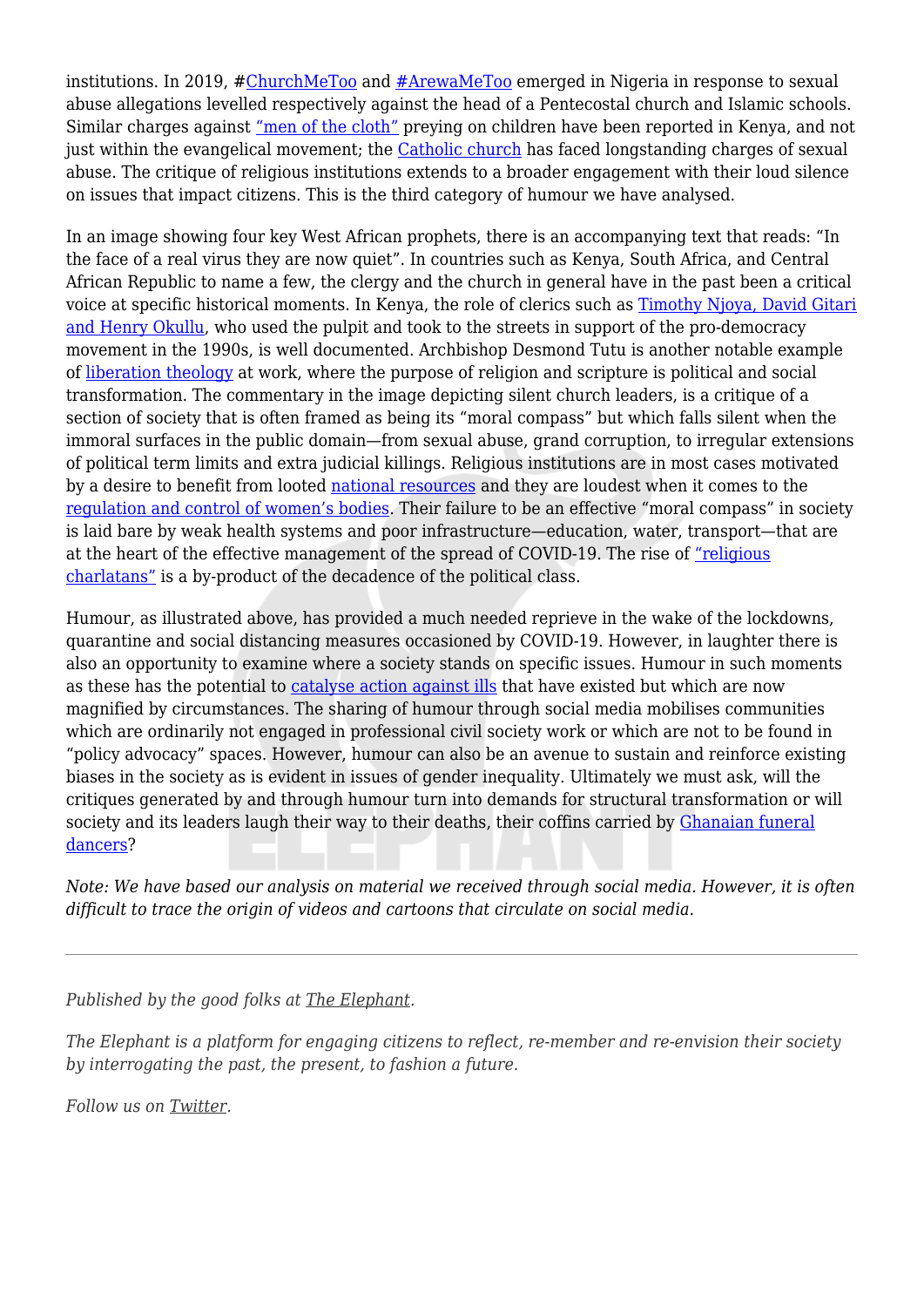institutions. In 2019, #ChurchMeToo and #ArewaMeToo emerged in Nigeria in response to sexual abuse allegations levelled respectively against the head of a Pentecostal church and Islamic schools. Similar charges against "men of the cloth" preying on children have been reported in Kenya, and not just within the evangelical movement; the Catholic church has faced longstanding charges of sexual abuse. The critique of religious institutions extends to a broader engagement with their loud silence on issues that impact citizens. This is the third category of humour we have analysed.

In an image showing four key West African prophets, there is an accompanying text that reads: "In the face of a real virus they are now quiet". In countries such as Kenya, South Africa, and Central African Republic to name a few, the clergy and the church in general have in the past been a critical voice at specific historical moments. In Kenya, the role of clerics such as Timothy Njoya, David Gitari and Henry Okullu, who used the pulpit and took to the streets in support of the pro-democracy movement in the 1990s, is well documented. Archbishop Desmond Tutu is another notable example of liberation theology at work, where the purpose of religion and scripture is political and social transformation. The commentary in the image depicting silent church leaders, is a critique of a section of society that is often framed as being its "moral compass" but which falls silent when the immoral surfaces in the public domain—from sexual abuse, grand corruption, to irregular extensions of political term limits and extra judicial killings. Religious institutions are in most cases motivated by a desire to benefit from looted national resources and they are loudest when it comes to the regulation and control of women's bodies. Their failure to be an effective "moral compass" in society is laid bare by weak health systems and poor infrastructure—education, water, transport—that are at the heart of the effective management of the spread of COVID-19. The rise of "religious charlatans" is a by-product of the decadence of the political class.

Humour, as illustrated above, has provided a much needed reprieve in the wake of the lockdowns, quarantine and social distancing measures occasioned by COVID-19. However, in laughter there is also an opportunity to examine where a society stands on specific issues. Humour in such moments as these has the potential to catalyse action against ills that have existed but which are now magnified by circumstances. The sharing of humour through social media mobilises communities which are ordinarily not engaged in professional civil society work or which are not to be found in "policy advocacy" spaces. However, humour can also be an avenue to sustain and reinforce existing biases in the society as is evident in issues of gender inequality. Ultimately we must ask, will the critiques generated by and through humour turn into demands for structural transformation or will society and its leaders laugh their way to their deaths, their coffins carried by Ghanaian funeral dancers?

*Note: We have based our analysis on material we received through social media. However, it is often difficult to trace the origin of videos and cartoons that circulate on social media.*

---

*Published by the good folks at The Elephant.*

*The Elephant is a platform for engaging citizens to reflect, re-member and re-envision their society by interrogating the past, the present, to fashion a future.*

*Follow us on Twitter.*